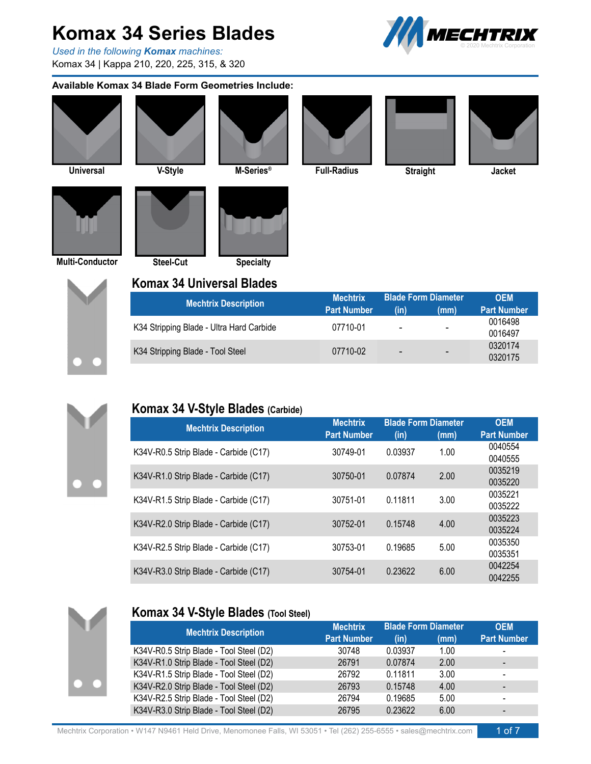# Komax 34 Series Blades

*Used in the following **Komax** machines:*

Komax 34 | Kappa 210, 220, 225, 315, & 320

**Available Komax 34 Blade Form Geometries Include:**

Universal, V-Style, M-Series®, Full-Radius, Straight, Jacket, Multi-Conductor, Steel-Cut, Specialty

## Komax 34 Universal Blades

| Mechtrix Description | Mechtrix Part Number | Blade Form Diameter (in) | Blade Form Diameter (mm) | OEM Part Number |
|---|---|---|---|---|
| K34 Stripping Blade - Ultra Hard Carbide | 07710-01 | - | - | 0016498<br>0016497 |
| K34 Stripping Blade - Tool Steel | 07710-02 | - | - | 0320174<br>0320175 |

## Komax 34 V-Style Blades (Carbide)

| Mechtrix Description | Mechtrix Part Number | Blade Form Diameter (in) | Blade Form Diameter (mm) | OEM Part Number |
|---|---|---|---|---|
| K34V-R0.5 Strip Blade - Carbide (C17) | 30749-01 | 0.03937 | 1.00 | 0040554<br>0040555 |
| K34V-R1.0 Strip Blade - Carbide (C17) | 30750-01 | 0.07874 | 2.00 | 0035219<br>0035220 |
| K34V-R1.5 Strip Blade - Carbide (C17) | 30751-01 | 0.11811 | 3.00 | 0035221<br>0035222 |
| K34V-R2.0 Strip Blade - Carbide (C17) | 30752-01 | 0.15748 | 4.00 | 0035223<br>0035224 |
| K34V-R2.5 Strip Blade - Carbide (C17) | 30753-01 | 0.19685 | 5.00 | 0035350<br>0035351 |
| K34V-R3.0 Strip Blade - Carbide (C17) | 30754-01 | 0.23622 | 6.00 | 0042254<br>0042255 |

## Komax 34 V-Style Blades (Tool Steel)

| Mechtrix Description | Mechtrix Part Number | Blade Form Diameter (in) | Blade Form Diameter (mm) | OEM Part Number |
|---|---|---|---|---|
| K34V-R0.5 Strip Blade - Tool Steel (D2) | 30748 | 0.03937 | 1.00 | - |
| K34V-R1.0 Strip Blade - Tool Steel (D2) | 26791 | 0.07874 | 2.00 | - |
| K34V-R1.5 Strip Blade - Tool Steel (D2) | 26792 | 0.11811 | 3.00 | - |
| K34V-R2.0 Strip Blade - Tool Steel (D2) | 26793 | 0.15748 | 4.00 | - |
| K34V-R2.5 Strip Blade - Tool Steel (D2) | 26794 | 0.19685 | 5.00 | - |
| K34V-R3.0 Strip Blade - Tool Steel (D2) | 26795 | 0.23622 | 6.00 | - |

Mechtrix Corporation • W147 N9461 Held Drive, Menomonee Falls, WI 53051 • Tel (262) 255-6555 • sales@mechtrix.com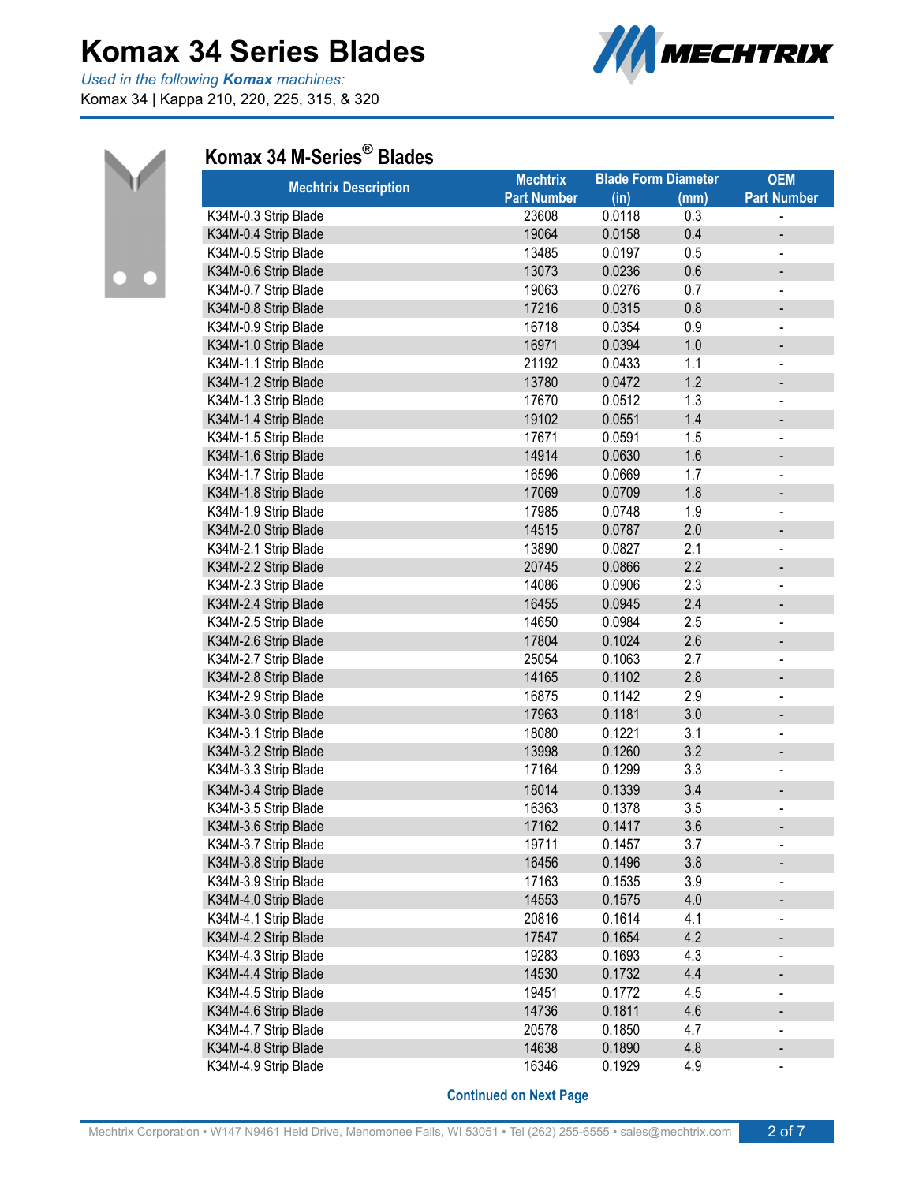# Komax 34 Series Blades

*Used in the following* ***Komax*** *machines:*
Komax 34 | Kappa 210, 220, 225, 315, & 320

## Komax 34 M-Series® Blades

| Mechtrix Description | Mechtrix Part Number | Blade Form Diameter (in) | Blade Form Diameter (mm) | OEM Part Number |
|---|---|---|---|---|
| K34M-0.3 Strip Blade | 23608 | 0.0118 | 0.3 | - |
| K34M-0.4 Strip Blade | 19064 | 0.0158 | 0.4 | - |
| K34M-0.5 Strip Blade | 13485 | 0.0197 | 0.5 | - |
| K34M-0.6 Strip Blade | 13073 | 0.0236 | 0.6 | - |
| K34M-0.7 Strip Blade | 19063 | 0.0276 | 0.7 | - |
| K34M-0.8 Strip Blade | 17216 | 0.0315 | 0.8 | - |
| K34M-0.9 Strip Blade | 16718 | 0.0354 | 0.9 | - |
| K34M-1.0 Strip Blade | 16971 | 0.0394 | 1.0 | - |
| K34M-1.1 Strip Blade | 21192 | 0.0433 | 1.1 | - |
| K34M-1.2 Strip Blade | 13780 | 0.0472 | 1.2 | - |
| K34M-1.3 Strip Blade | 17670 | 0.0512 | 1.3 | - |
| K34M-1.4 Strip Blade | 19102 | 0.0551 | 1.4 | - |
| K34M-1.5 Strip Blade | 17671 | 0.0591 | 1.5 | - |
| K34M-1.6 Strip Blade | 14914 | 0.0630 | 1.6 | - |
| K34M-1.7 Strip Blade | 16596 | 0.0669 | 1.7 | - |
| K34M-1.8 Strip Blade | 17069 | 0.0709 | 1.8 | - |
| K34M-1.9 Strip Blade | 17985 | 0.0748 | 1.9 | - |
| K34M-2.0 Strip Blade | 14515 | 0.0787 | 2.0 | - |
| K34M-2.1 Strip Blade | 13890 | 0.0827 | 2.1 | - |
| K34M-2.2 Strip Blade | 20745 | 0.0866 | 2.2 | - |
| K34M-2.3 Strip Blade | 14086 | 0.0906 | 2.3 | - |
| K34M-2.4 Strip Blade | 16455 | 0.0945 | 2.4 | - |
| K34M-2.5 Strip Blade | 14650 | 0.0984 | 2.5 | - |
| K34M-2.6 Strip Blade | 17804 | 0.1024 | 2.6 | - |
| K34M-2.7 Strip Blade | 25054 | 0.1063 | 2.7 | - |
| K34M-2.8 Strip Blade | 14165 | 0.1102 | 2.8 | - |
| K34M-2.9 Strip Blade | 16875 | 0.1142 | 2.9 | - |
| K34M-3.0 Strip Blade | 17963 | 0.1181 | 3.0 | - |
| K34M-3.1 Strip Blade | 18080 | 0.1221 | 3.1 | - |
| K34M-3.2 Strip Blade | 13998 | 0.1260 | 3.2 | - |
| K34M-3.3 Strip Blade | 17164 | 0.1299 | 3.3 | - |
| K34M-3.4 Strip Blade | 18014 | 0.1339 | 3.4 | - |
| K34M-3.5 Strip Blade | 16363 | 0.1378 | 3.5 | - |
| K34M-3.6 Strip Blade | 17162 | 0.1417 | 3.6 | - |
| K34M-3.7 Strip Blade | 19711 | 0.1457 | 3.7 | - |
| K34M-3.8 Strip Blade | 16456 | 0.1496 | 3.8 | - |
| K34M-3.9 Strip Blade | 17163 | 0.1535 | 3.9 | - |
| K34M-4.0 Strip Blade | 14553 | 0.1575 | 4.0 | - |
| K34M-4.1 Strip Blade | 20816 | 0.1614 | 4.1 | - |
| K34M-4.2 Strip Blade | 17547 | 0.1654 | 4.2 | - |
| K34M-4.3 Strip Blade | 19283 | 0.1693 | 4.3 | - |
| K34M-4.4 Strip Blade | 14530 | 0.1732 | 4.4 | - |
| K34M-4.5 Strip Blade | 19451 | 0.1772 | 4.5 | - |
| K34M-4.6 Strip Blade | 14736 | 0.1811 | 4.6 | - |
| K34M-4.7 Strip Blade | 20578 | 0.1850 | 4.7 | - |
| K34M-4.8 Strip Blade | 14638 | 0.1890 | 4.8 | - |
| K34M-4.9 Strip Blade | 16346 | 0.1929 | 4.9 | - |

**Continued on Next Page**

Mechtrix Corporation • W147 N9461 Held Drive, Menomonee Falls, WI 53051 • Tel (262) 255-6555 • sales@mechtrix.com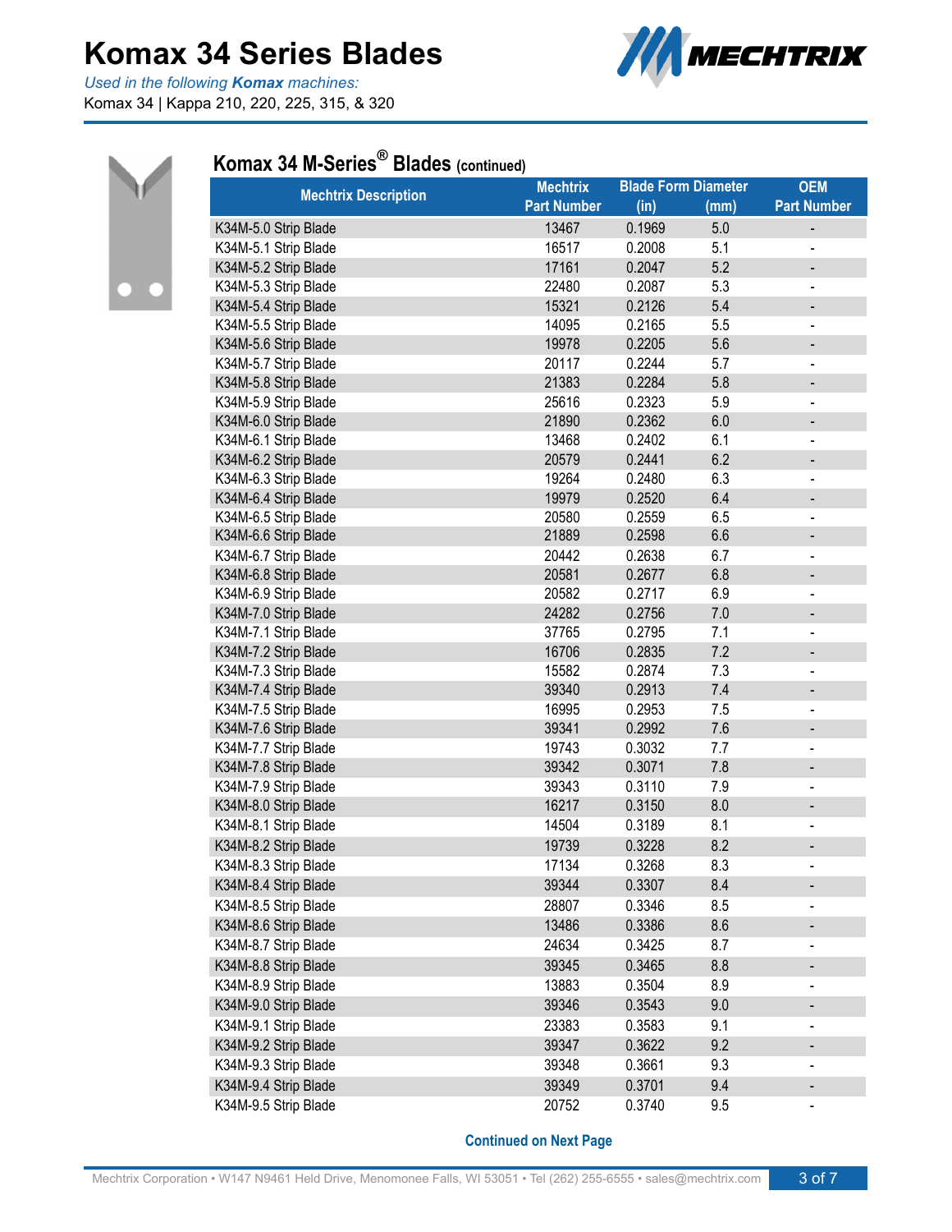# Komax 34 Series Blades

*Used in the following **Komax** machines:*

Komax 34 | Kappa 210, 220, 225, 315, & 320

## Komax 34 M-Series® Blades (continued)

| Mechtrix Description | Mechtrix Part Number | Blade Form Diameter (in) | (mm) | OEM Part Number |
|---|---|---|---|---|
| K34M-5.0 Strip Blade | 13467 | 0.1969 | 5.0 | - |
| K34M-5.1 Strip Blade | 16517 | 0.2008 | 5.1 | - |
| K34M-5.2 Strip Blade | 17161 | 0.2047 | 5.2 | - |
| K34M-5.3 Strip Blade | 22480 | 0.2087 | 5.3 | - |
| K34M-5.4 Strip Blade | 15321 | 0.2126 | 5.4 | - |
| K34M-5.5 Strip Blade | 14095 | 0.2165 | 5.5 | - |
| K34M-5.6 Strip Blade | 19978 | 0.2205 | 5.6 | - |
| K34M-5.7 Strip Blade | 20117 | 0.2244 | 5.7 | - |
| K34M-5.8 Strip Blade | 21383 | 0.2284 | 5.8 | - |
| K34M-5.9 Strip Blade | 25616 | 0.2323 | 5.9 | - |
| K34M-6.0 Strip Blade | 21890 | 0.2362 | 6.0 | - |
| K34M-6.1 Strip Blade | 13468 | 0.2402 | 6.1 | - |
| K34M-6.2 Strip Blade | 20579 | 0.2441 | 6.2 | - |
| K34M-6.3 Strip Blade | 19264 | 0.2480 | 6.3 | - |
| K34M-6.4 Strip Blade | 19979 | 0.2520 | 6.4 | - |
| K34M-6.5 Strip Blade | 20580 | 0.2559 | 6.5 | - |
| K34M-6.6 Strip Blade | 21889 | 0.2598 | 6.6 | - |
| K34M-6.7 Strip Blade | 20442 | 0.2638 | 6.7 | - |
| K34M-6.8 Strip Blade | 20581 | 0.2677 | 6.8 | - |
| K34M-6.9 Strip Blade | 20582 | 0.2717 | 6.9 | - |
| K34M-7.0 Strip Blade | 24282 | 0.2756 | 7.0 | - |
| K34M-7.1 Strip Blade | 37765 | 0.2795 | 7.1 | - |
| K34M-7.2 Strip Blade | 16706 | 0.2835 | 7.2 | - |
| K34M-7.3 Strip Blade | 15582 | 0.2874 | 7.3 | - |
| K34M-7.4 Strip Blade | 39340 | 0.2913 | 7.4 | - |
| K34M-7.5 Strip Blade | 16995 | 0.2953 | 7.5 | - |
| K34M-7.6 Strip Blade | 39341 | 0.2992 | 7.6 | - |
| K34M-7.7 Strip Blade | 19743 | 0.3032 | 7.7 | - |
| K34M-7.8 Strip Blade | 39342 | 0.3071 | 7.8 | - |
| K34M-7.9 Strip Blade | 39343 | 0.3110 | 7.9 | - |
| K34M-8.0 Strip Blade | 16217 | 0.3150 | 8.0 | - |
| K34M-8.1 Strip Blade | 14504 | 0.3189 | 8.1 | - |
| K34M-8.2 Strip Blade | 19739 | 0.3228 | 8.2 | - |
| K34M-8.3 Strip Blade | 17134 | 0.3268 | 8.3 | - |
| K34M-8.4 Strip Blade | 39344 | 0.3307 | 8.4 | - |
| K34M-8.5 Strip Blade | 28807 | 0.3346 | 8.5 | - |
| K34M-8.6 Strip Blade | 13486 | 0.3386 | 8.6 | - |
| K34M-8.7 Strip Blade | 24634 | 0.3425 | 8.7 | - |
| K34M-8.8 Strip Blade | 39345 | 0.3465 | 8.8 | - |
| K34M-8.9 Strip Blade | 13883 | 0.3504 | 8.9 | - |
| K34M-9.0 Strip Blade | 39346 | 0.3543 | 9.0 | - |
| K34M-9.1 Strip Blade | 23383 | 0.3583 | 9.1 | - |
| K34M-9.2 Strip Blade | 39347 | 0.3622 | 9.2 | - |
| K34M-9.3 Strip Blade | 39348 | 0.3661 | 9.3 | - |
| K34M-9.4 Strip Blade | 39349 | 0.3701 | 9.4 | - |
| K34M-9.5 Strip Blade | 20752 | 0.3740 | 9.5 | - |

**Continued on Next Page**

Mechtrix Corporation • W147 N9461 Held Drive, Menomonee Falls, WI 53051 • Tel (262) 255-6555 • sales@mechtrix.com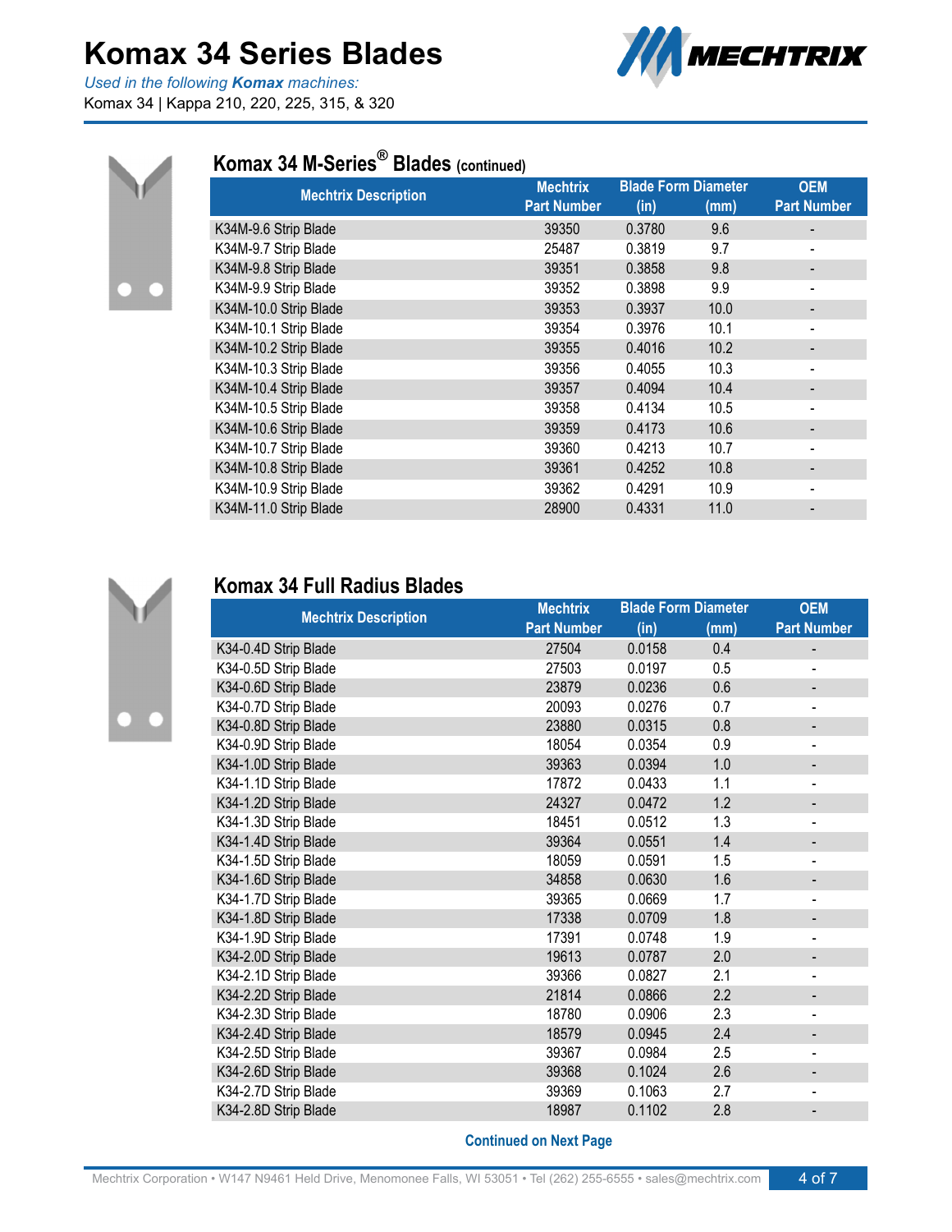# Komax 34 Series Blades

*Used in the following **Komax** machines:*
Komax 34 | Kappa 210, 220, 225, 315, & 320

## Komax 34 M-Series® Blades (continued)

| Mechtrix Description | Mechtrix Part Number | Blade Form Diameter (in) | Blade Form Diameter (mm) | OEM Part Number |
|---|---|---|---|---|
| K34M-9.6 Strip Blade | 39350 | 0.3780 | 9.6 | - |
| K34M-9.7 Strip Blade | 25487 | 0.3819 | 9.7 | - |
| K34M-9.8 Strip Blade | 39351 | 0.3858 | 9.8 | - |
| K34M-9.9 Strip Blade | 39352 | 0.3898 | 9.9 | - |
| K34M-10.0 Strip Blade | 39353 | 0.3937 | 10.0 | - |
| K34M-10.1 Strip Blade | 39354 | 0.3976 | 10.1 | - |
| K34M-10.2 Strip Blade | 39355 | 0.4016 | 10.2 | - |
| K34M-10.3 Strip Blade | 39356 | 0.4055 | 10.3 | - |
| K34M-10.4 Strip Blade | 39357 | 0.4094 | 10.4 | - |
| K34M-10.5 Strip Blade | 39358 | 0.4134 | 10.5 | - |
| K34M-10.6 Strip Blade | 39359 | 0.4173 | 10.6 | - |
| K34M-10.7 Strip Blade | 39360 | 0.4213 | 10.7 | - |
| K34M-10.8 Strip Blade | 39361 | 0.4252 | 10.8 | - |
| K34M-10.9 Strip Blade | 39362 | 0.4291 | 10.9 | - |
| K34M-11.0 Strip Blade | 28900 | 0.4331 | 11.0 | - |

## Komax 34 Full Radius Blades

| Mechtrix Description | Mechtrix Part Number | Blade Form Diameter (in) | Blade Form Diameter (mm) | OEM Part Number |
|---|---|---|---|---|
| K34-0.4D Strip Blade | 27504 | 0.0158 | 0.4 | - |
| K34-0.5D Strip Blade | 27503 | 0.0197 | 0.5 | - |
| K34-0.6D Strip Blade | 23879 | 0.0236 | 0.6 | - |
| K34-0.7D Strip Blade | 20093 | 0.0276 | 0.7 | - |
| K34-0.8D Strip Blade | 23880 | 0.0315 | 0.8 | - |
| K34-0.9D Strip Blade | 18054 | 0.0354 | 0.9 | - |
| K34-1.0D Strip Blade | 39363 | 0.0394 | 1.0 | - |
| K34-1.1D Strip Blade | 17872 | 0.0433 | 1.1 | - |
| K34-1.2D Strip Blade | 24327 | 0.0472 | 1.2 | - |
| K34-1.3D Strip Blade | 18451 | 0.0512 | 1.3 | - |
| K34-1.4D Strip Blade | 39364 | 0.0551 | 1.4 | - |
| K34-1.5D Strip Blade | 18059 | 0.0591 | 1.5 | - |
| K34-1.6D Strip Blade | 34858 | 0.0630 | 1.6 | - |
| K34-1.7D Strip Blade | 39365 | 0.0669 | 1.7 | - |
| K34-1.8D Strip Blade | 17338 | 0.0709 | 1.8 | - |
| K34-1.9D Strip Blade | 17391 | 0.0748 | 1.9 | - |
| K34-2.0D Strip Blade | 19613 | 0.0787 | 2.0 | - |
| K34-2.1D Strip Blade | 39366 | 0.0827 | 2.1 | - |
| K34-2.2D Strip Blade | 21814 | 0.0866 | 2.2 | - |
| K34-2.3D Strip Blade | 18780 | 0.0906 | 2.3 | - |
| K34-2.4D Strip Blade | 18579 | 0.0945 | 2.4 | - |
| K34-2.5D Strip Blade | 39367 | 0.0984 | 2.5 | - |
| K34-2.6D Strip Blade | 39368 | 0.1024 | 2.6 | - |
| K34-2.7D Strip Blade | 39369 | 0.1063 | 2.7 | - |
| K34-2.8D Strip Blade | 18987 | 0.1102 | 2.8 | - |

**Continued on Next Page**

Mechtrix Corporation • W147 N9461 Held Drive, Menomonee Falls, WI 53051 • Tel (262) 255-6555 • sales@mechtrix.com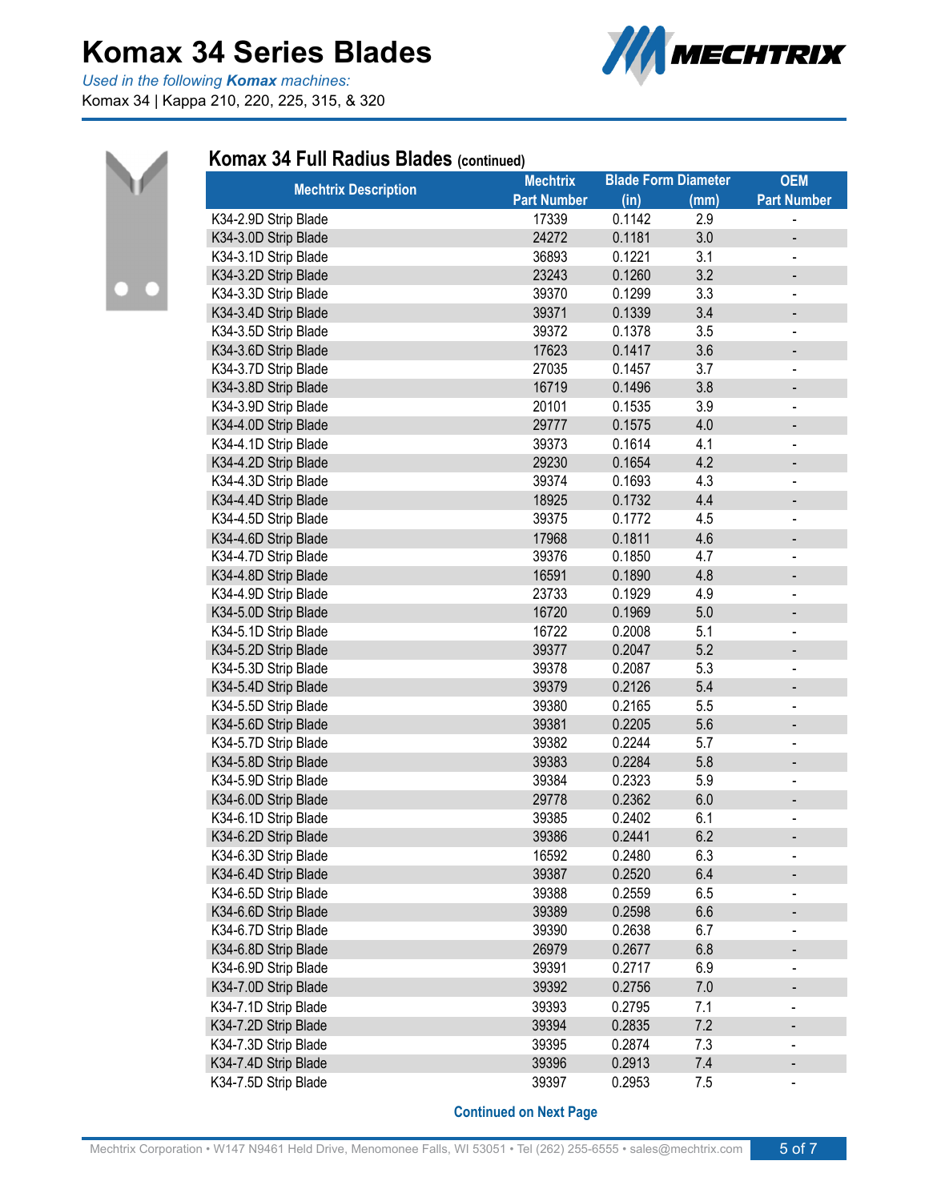# Komax 34 Series Blades

*Used in the following* ***Komax*** *machines:*
Komax 34 | Kappa 210, 220, 225, 315, & 320

## Komax 34 Full Radius Blades (continued)

| Mechtrix Description | Mechtrix Part Number | Blade Form Diameter (in) | Blade Form Diameter (mm) | OEM Part Number |
|---|---|---|---|---|
| K34-2.9D Strip Blade | 17339 | 0.1142 | 2.9 | - |
| K34-3.0D Strip Blade | 24272 | 0.1181 | 3.0 | - |
| K34-3.1D Strip Blade | 36893 | 0.1221 | 3.1 | - |
| K34-3.2D Strip Blade | 23243 | 0.1260 | 3.2 | - |
| K34-3.3D Strip Blade | 39370 | 0.1299 | 3.3 | - |
| K34-3.4D Strip Blade | 39371 | 0.1339 | 3.4 | - |
| K34-3.5D Strip Blade | 39372 | 0.1378 | 3.5 | - |
| K34-3.6D Strip Blade | 17623 | 0.1417 | 3.6 | - |
| K34-3.7D Strip Blade | 27035 | 0.1457 | 3.7 | - |
| K34-3.8D Strip Blade | 16719 | 0.1496 | 3.8 | - |
| K34-3.9D Strip Blade | 20101 | 0.1535 | 3.9 | - |
| K34-4.0D Strip Blade | 29777 | 0.1575 | 4.0 | - |
| K34-4.1D Strip Blade | 39373 | 0.1614 | 4.1 | - |
| K34-4.2D Strip Blade | 29230 | 0.1654 | 4.2 | - |
| K34-4.3D Strip Blade | 39374 | 0.1693 | 4.3 | - |
| K34-4.4D Strip Blade | 18925 | 0.1732 | 4.4 | - |
| K34-4.5D Strip Blade | 39375 | 0.1772 | 4.5 | - |
| K34-4.6D Strip Blade | 17968 | 0.1811 | 4.6 | - |
| K34-4.7D Strip Blade | 39376 | 0.1850 | 4.7 | - |
| K34-4.8D Strip Blade | 16591 | 0.1890 | 4.8 | - |
| K34-4.9D Strip Blade | 23733 | 0.1929 | 4.9 | - |
| K34-5.0D Strip Blade | 16720 | 0.1969 | 5.0 | - |
| K34-5.1D Strip Blade | 16722 | 0.2008 | 5.1 | - |
| K34-5.2D Strip Blade | 39377 | 0.2047 | 5.2 | - |
| K34-5.3D Strip Blade | 39378 | 0.2087 | 5.3 | - |
| K34-5.4D Strip Blade | 39379 | 0.2126 | 5.4 | - |
| K34-5.5D Strip Blade | 39380 | 0.2165 | 5.5 | - |
| K34-5.6D Strip Blade | 39381 | 0.2205 | 5.6 | - |
| K34-5.7D Strip Blade | 39382 | 0.2244 | 5.7 | - |
| K34-5.8D Strip Blade | 39383 | 0.2284 | 5.8 | - |
| K34-5.9D Strip Blade | 39384 | 0.2323 | 5.9 | - |
| K34-6.0D Strip Blade | 29778 | 0.2362 | 6.0 | - |
| K34-6.1D Strip Blade | 39385 | 0.2402 | 6.1 | - |
| K34-6.2D Strip Blade | 39386 | 0.2441 | 6.2 | - |
| K34-6.3D Strip Blade | 16592 | 0.2480 | 6.3 | - |
| K34-6.4D Strip Blade | 39387 | 0.2520 | 6.4 | - |
| K34-6.5D Strip Blade | 39388 | 0.2559 | 6.5 | - |
| K34-6.6D Strip Blade | 39389 | 0.2598 | 6.6 | - |
| K34-6.7D Strip Blade | 39390 | 0.2638 | 6.7 | - |
| K34-6.8D Strip Blade | 26979 | 0.2677 | 6.8 | - |
| K34-6.9D Strip Blade | 39391 | 0.2717 | 6.9 | - |
| K34-7.0D Strip Blade | 39392 | 0.2756 | 7.0 | - |
| K34-7.1D Strip Blade | 39393 | 0.2795 | 7.1 | - |
| K34-7.2D Strip Blade | 39394 | 0.2835 | 7.2 | - |
| K34-7.3D Strip Blade | 39395 | 0.2874 | 7.3 | - |
| K34-7.4D Strip Blade | 39396 | 0.2913 | 7.4 | - |
| K34-7.5D Strip Blade | 39397 | 0.2953 | 7.5 | - |

**Continued on Next Page**

Mechtrix Corporation • W147 N9461 Held Drive, Menomonee Falls, WI 53051 • Tel (262) 255-6555 • sales@mechtrix.com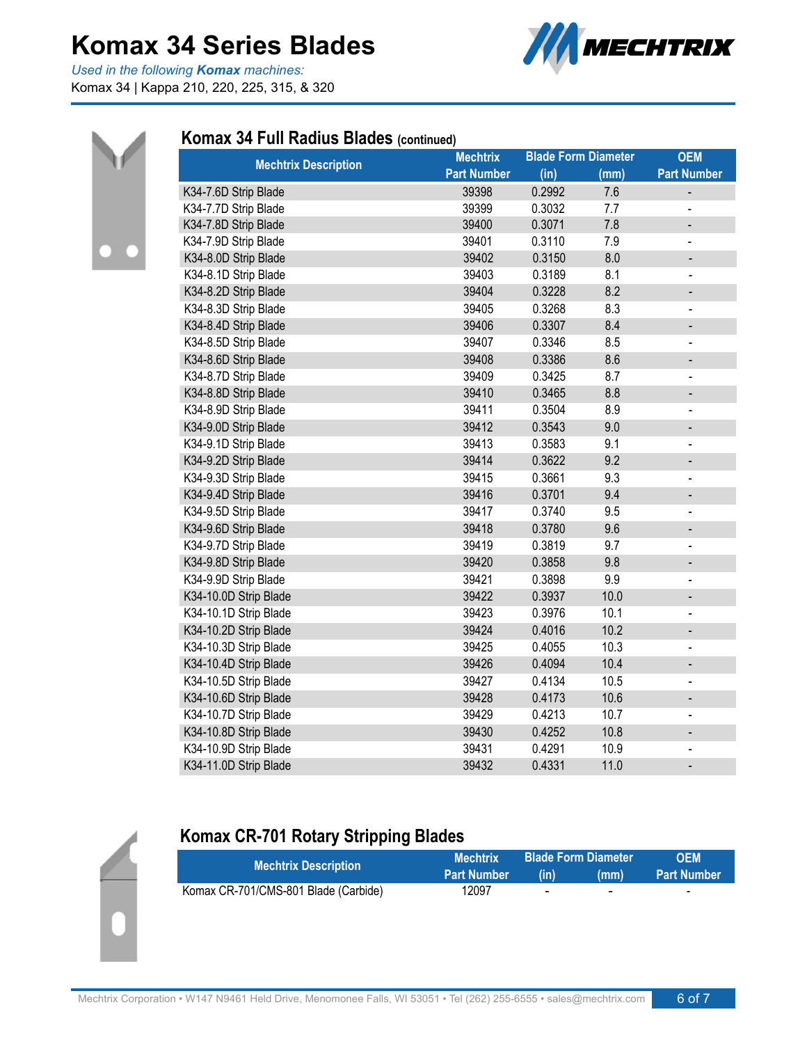# Komax 34 Series Blades

*Used in the following* ***Komax*** *machines:*

Komax 34 | Kappa 210, 220, 225, 315, & 320

## Komax 34 Full Radius Blades (continued)

| Mechtrix Description | Mechtrix Part Number | Blade Form Diameter (in) | Blade Form Diameter (mm) | OEM Part Number |
|---|---|---|---|---|
| K34-7.6D Strip Blade | 39398 | 0.2992 | 7.6 | - |
| K34-7.7D Strip Blade | 39399 | 0.3032 | 7.7 | - |
| K34-7.8D Strip Blade | 39400 | 0.3071 | 7.8 | - |
| K34-7.9D Strip Blade | 39401 | 0.3110 | 7.9 | - |
| K34-8.0D Strip Blade | 39402 | 0.3150 | 8.0 | - |
| K34-8.1D Strip Blade | 39403 | 0.3189 | 8.1 | - |
| K34-8.2D Strip Blade | 39404 | 0.3228 | 8.2 | - |
| K34-8.3D Strip Blade | 39405 | 0.3268 | 8.3 | - |
| K34-8.4D Strip Blade | 39406 | 0.3307 | 8.4 | - |
| K34-8.5D Strip Blade | 39407 | 0.3346 | 8.5 | - |
| K34-8.6D Strip Blade | 39408 | 0.3386 | 8.6 | - |
| K34-8.7D Strip Blade | 39409 | 0.3425 | 8.7 | - |
| K34-8.8D Strip Blade | 39410 | 0.3465 | 8.8 | - |
| K34-8.9D Strip Blade | 39411 | 0.3504 | 8.9 | - |
| K34-9.0D Strip Blade | 39412 | 0.3543 | 9.0 | - |
| K34-9.1D Strip Blade | 39413 | 0.3583 | 9.1 | - |
| K34-9.2D Strip Blade | 39414 | 0.3622 | 9.2 | - |
| K34-9.3D Strip Blade | 39415 | 0.3661 | 9.3 | - |
| K34-9.4D Strip Blade | 39416 | 0.3701 | 9.4 | - |
| K34-9.5D Strip Blade | 39417 | 0.3740 | 9.5 | - |
| K34-9.6D Strip Blade | 39418 | 0.3780 | 9.6 | - |
| K34-9.7D Strip Blade | 39419 | 0.3819 | 9.7 | - |
| K34-9.8D Strip Blade | 39420 | 0.3858 | 9.8 | - |
| K34-9.9D Strip Blade | 39421 | 0.3898 | 9.9 | - |
| K34-10.0D Strip Blade | 39422 | 0.3937 | 10.0 | - |
| K34-10.1D Strip Blade | 39423 | 0.3976 | 10.1 | - |
| K34-10.2D Strip Blade | 39424 | 0.4016 | 10.2 | - |
| K34-10.3D Strip Blade | 39425 | 0.4055 | 10.3 | - |
| K34-10.4D Strip Blade | 39426 | 0.4094 | 10.4 | - |
| K34-10.5D Strip Blade | 39427 | 0.4134 | 10.5 | - |
| K34-10.6D Strip Blade | 39428 | 0.4173 | 10.6 | - |
| K34-10.7D Strip Blade | 39429 | 0.4213 | 10.7 | - |
| K34-10.8D Strip Blade | 39430 | 0.4252 | 10.8 | - |
| K34-10.9D Strip Blade | 39431 | 0.4291 | 10.9 | - |
| K34-11.0D Strip Blade | 39432 | 0.4331 | 11.0 | - |

## Komax CR-701 Rotary Stripping Blades

| Mechtrix Description | Mechtrix Part Number | Blade Form Diameter (in) | Blade Form Diameter (mm) | OEM Part Number |
|---|---|---|---|---|
| Komax CR-701/CMS-801 Blade (Carbide) | 12097 | - | - | - |

Mechtrix Corporation • W147 N9461 Held Drive, Menomonee Falls, WI 53051 • Tel (262) 255-6555 • sales@mechtrix.com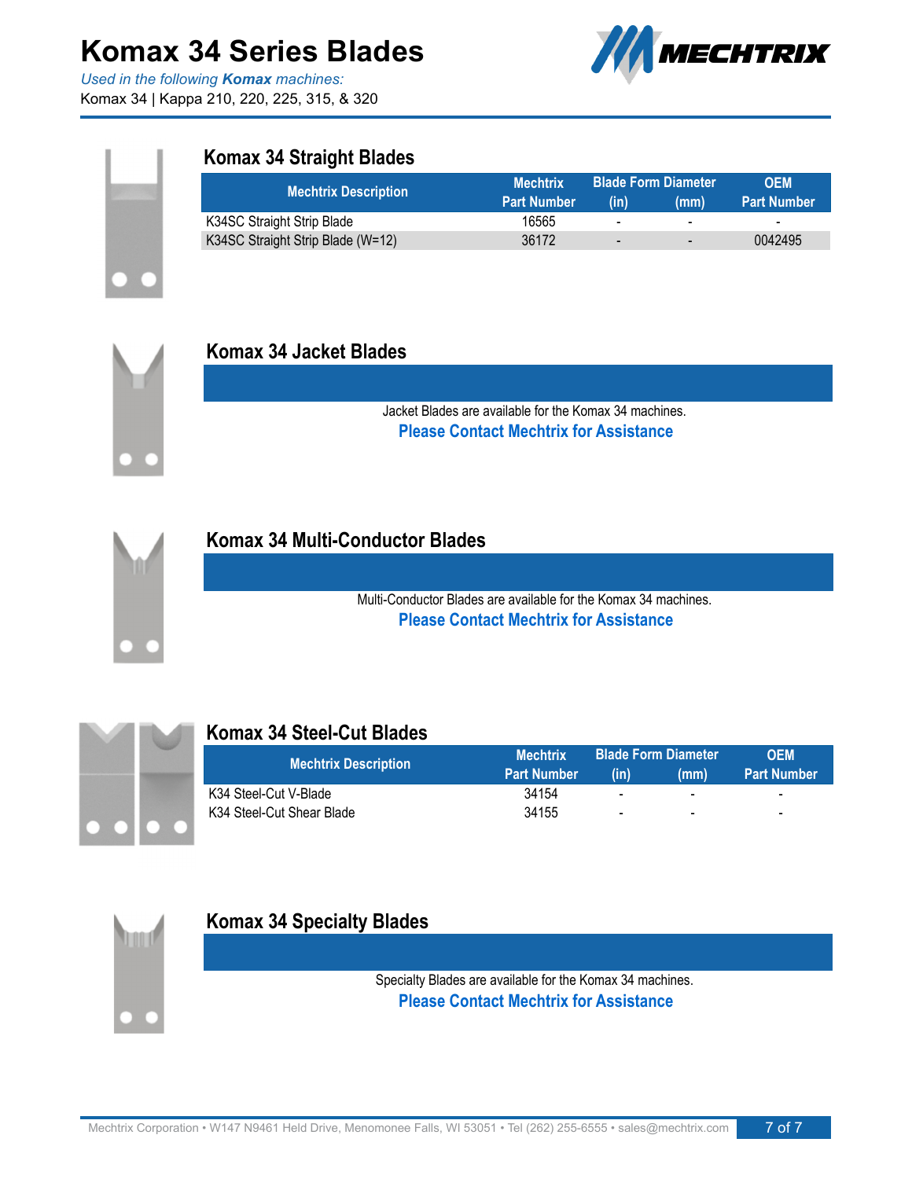# Komax 34 Series Blades

*Used in the following **Komax** machines:*

Komax 34 | Kappa 210, 220, 225, 315, & 320

## Komax 34 Straight Blades

| Mechtrix Description | Mechtrix Part Number | Blade Form Diameter (in) | Blade Form Diameter (mm) | OEM Part Number |
|---|---|---|---|---|
| K34SC Straight Strip Blade | 16565 | - | - | - |
| K34SC Straight Strip Blade (W=12) | 36172 | - | - | 0042495 |

## Komax 34 Jacket Blades

Jacket Blades are available for the Komax 34 machines.

**Please Contact Mechtrix for Assistance**

## Komax 34 Multi-Conductor Blades

Multi-Conductor Blades are available for the Komax 34 machines.

**Please Contact Mechtrix for Assistance**

## Komax 34 Steel-Cut Blades

| Mechtrix Description | Mechtrix Part Number | Blade Form Diameter (in) | Blade Form Diameter (mm) | OEM Part Number |
|---|---|---|---|---|
| K34 Steel-Cut V-Blade | 34154 | - | - | - |
| K34 Steel-Cut Shear Blade | 34155 | - | - | - |

## Komax 34 Specialty Blades

Specialty Blades are available for the Komax 34 machines.

**Please Contact Mechtrix for Assistance**

Mechtrix Corporation • W147 N9461 Held Drive, Menomonee Falls, WI 53051 • Tel (262) 255-6555 • sales@mechtrix.com